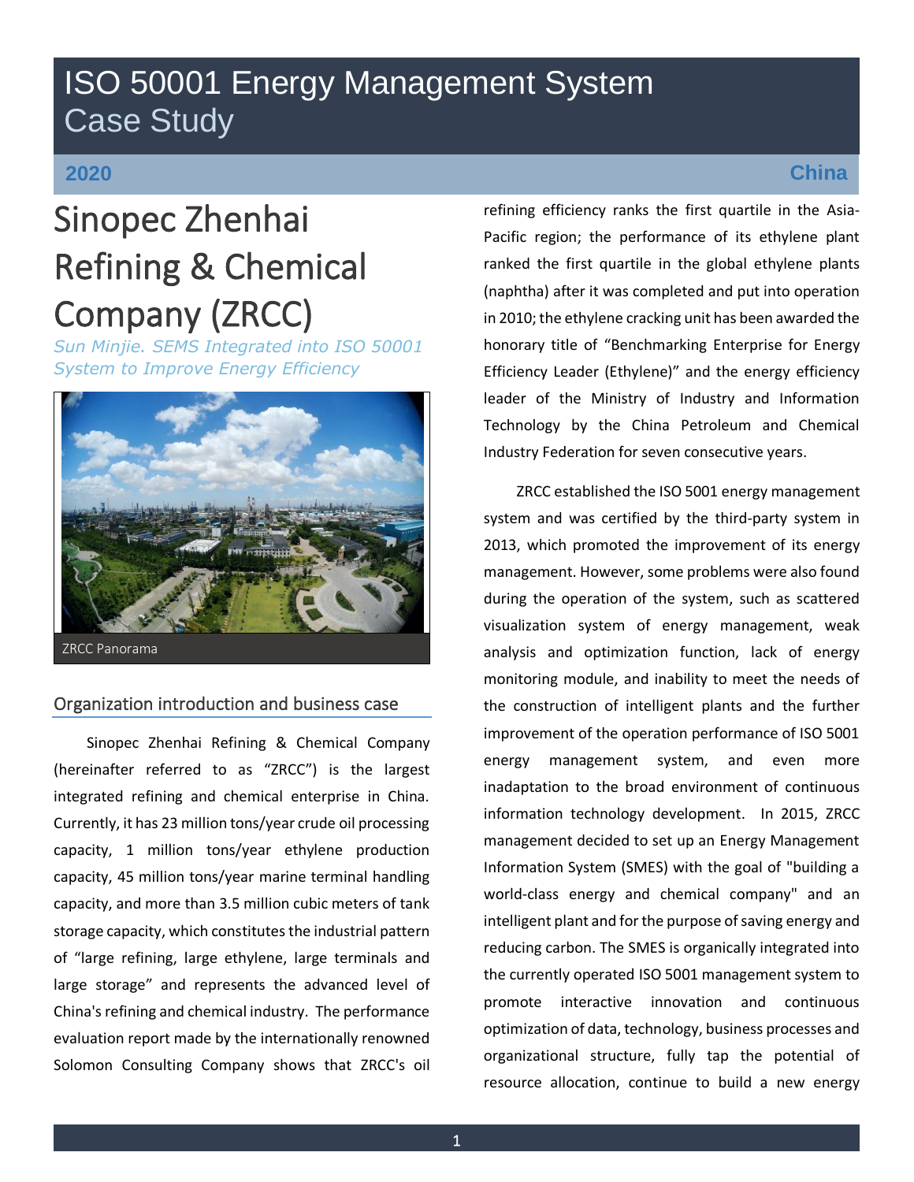# ISO 50001 Energy Management System Case Study

**2020** **China**

# Sinopec Zhenhai Refining & Chemical Company (ZRCC)

*Sun Minjie. SEMS Integrated into ISO 50001 System to Improve Energy Efficiency*

ZRCC Panorama

## Organization introduction and business case

Sinopec Zhenhai Refining & Chemical Company (hereinafter referred to as "ZRCC") is the largest integrated refining and chemical enterprise in China. Currently, it has 23 million tons/year crude oil processing capacity, 1 million tons/year ethylene production capacity, 45 million tons/year marine terminal handling capacity, and more than 3.5 million cubic meters of tank storage capacity, which constitutes the industrial pattern of "large refining, large ethylene, large terminals and large storage" and represents the advanced level of China's refining and chemical industry. The performance evaluation report made by the internationally renowned Solomon Consulting Company shows that ZRCC's oil refining efficiency ranks the first quartile in the Asia-Pacific region; the performance of its ethylene plant ranked the first quartile in the global ethylene plants (naphtha) after it was completed and put into operation in 2010; the ethylene cracking unit has been awarded the honorary title of "Benchmarking Enterprise for Energy Efficiency Leader (Ethylene)" and the energy efficiency leader of the Ministry of Industry and Information Technology by the China Petroleum and Chemical Industry Federation for seven consecutive years.

ZRCC established the ISO 5001 energy management system and was certified by the third-party system in 2013, which promoted the improvement of its energy management. However, some problems were also found during the operation of the system, such as scattered visualization system of energy management, weak analysis and optimization function, lack of energy monitoring module, and inability to meet the needs of the construction of intelligent plants and the further improvement of the operation performance of ISO 5001 energy management system, and even more inadaptation to the broad environment of continuous information technology development. In 2015, ZRCC management decided to set up an Energy Management Information System (SMES) with the goal of "building a world-class energy and chemical company" and an intelligent plant and for the purpose of saving energy and reducing carbon. The SMES is organically integrated into the currently operated ISO 5001 management system to promote interactive innovation and continuous optimization of data, technology, business processes and organizational structure, fully tap the potential of resource allocation, continue to build a new energy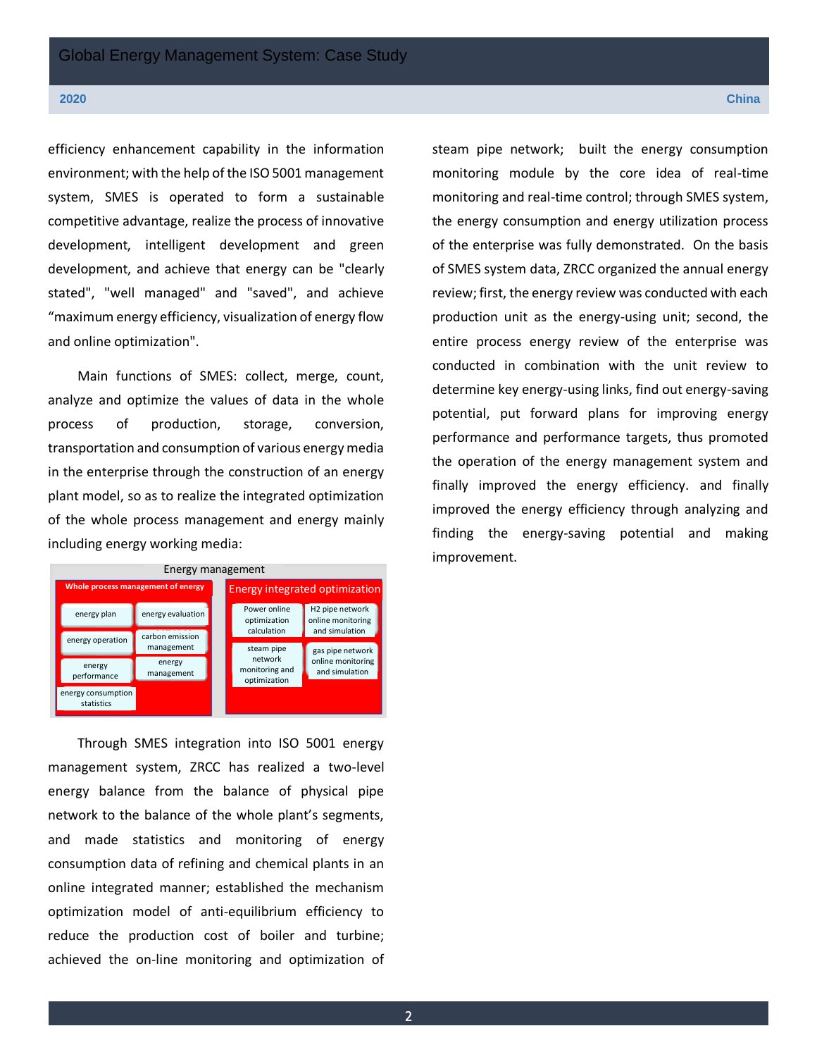efficiency enhancement capability in the information environment; with the help of the ISO 5001 management system, SMES is operated to form a sustainable competitive advantage, realize the process of innovative development, intelligent development and green development, and achieve that energy can be "clearly stated", "well managed" and "saved", and achieve “maximum energy efficiency, visualization of energy flow and online optimization".

Main functions of SMES: collect, merge, count, analyze and optimize the values of data in the whole process of production, storage, conversion, transportation and consumption of various energy media in the enterprise through the construction of an energy plant model, so as to realize the integrated optimization of the whole process management and energy mainly including energy working media:

Energy management

| Whole process management of energy | | Energy integrated optimization | |
|---|---|---|---|
| energy plan | energy evaluation | Power online optimization calculation | H2 pipe network online monitoring and simulation |
| energy operation | carbon emission management | steam pipe network monitoring and optimization | gas pipe network online monitoring and simulation |
| energy performance | energy management | | |
| energy consumption statistics | | | |

Through SMES integration into ISO 5001 energy management system, ZRCC has realized a two-level energy balance from the balance of physical pipe network to the balance of the whole plant’s segments, and made statistics and monitoring of energy consumption data of refining and chemical plants in an online integrated manner; established the mechanism optimization model of anti-equilibrium efficiency to reduce the production cost of boiler and turbine; achieved the on-line monitoring and optimization of steam pipe network; built the energy consumption monitoring module by the core idea of real-time monitoring and real-time control; through SMES system, the energy consumption and energy utilization process of the enterprise was fully demonstrated. On the basis of SMES system data, ZRCC organized the annual energy review; first, the energy review was conducted with each production unit as the energy-using unit; second, the entire process energy review of the enterprise was conducted in combination with the unit review to determine key energy-using links, find out energy-saving potential, put forward plans for improving energy performance and performance targets, thus promoted the operation of the energy management system and finally improved the energy efficiency. and finally improved the energy efficiency through analyzing and finding the energy-saving potential and making improvement.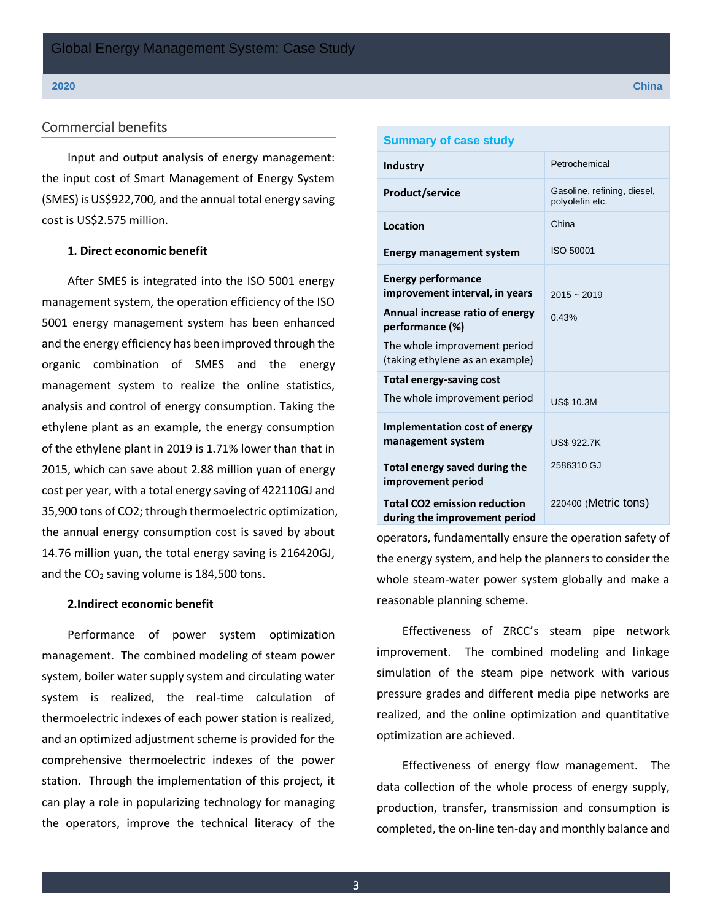## Commercial benefits

Input and output analysis of energy management: the input cost of Smart Management of Energy System (SMES) is US$922,700, and the annual total energy saving cost is US$2.575 million.

**1. Direct economic benefit**

After SMES is integrated into the ISO 5001 energy management system, the operation efficiency of the ISO 5001 energy management system has been enhanced and the energy efficiency has been improved through the organic combination of SMES and the energy management system to realize the online statistics, analysis and control of energy consumption. Taking the ethylene plant as an example, the energy consumption of the ethylene plant in 2019 is 1.71% lower than that in 2015, which can save about 2.88 million yuan of energy cost per year, with a total energy saving of 422110GJ and 35,900 tons of CO2; through thermoelectric optimization, the annual energy consumption cost is saved by about 14.76 million yuan, the total energy saving is 216420GJ, and the $CO_2$ saving volume is 184,500 tons.

**2.Indirect economic benefit**

Performance of power system optimization management. The combined modeling of steam power system, boiler water supply system and circulating water system is realized, the real-time calculation of thermoelectric indexes of each power station is realized, and an optimized adjustment scheme is provided for the comprehensive thermoelectric indexes of the power station. Through the implementation of this project, it can play a role in popularizing technology for managing the operators, improve the technical literacy of the operators, fundamentally ensure the operation safety of the energy system, and help the planners to consider the whole steam-water power system globally and make a reasonable planning scheme.

Effectiveness of ZRCC's steam pipe network improvement. The combined modeling and linkage simulation of the steam pipe network with various pressure grades and different media pipe networks are realized, and the online optimization and quantitative optimization are achieved.

Effectiveness of energy flow management. The data collection of the whole process of energy supply, production, transfer, transmission and consumption is completed, the on-line ten-day and monthly balance and

| Summary of case study | |
|---|---|
| **Industry** | Petrochemical |
| **Product/service** | Gasoline, refining, diesel, polyolefin etc. |
| **Location** | China |
| **Energy management system** | ISO 50001 |
| **Energy performance improvement interval, in years** | 2015 ~ 2019 |
| **Annual increase ratio of energy performance (%)** The whole improvement period (taking ethylene as an example) | 0.43% |
| **Total energy-saving cost** The whole improvement period | US$ 10.3M |
| **Implementation cost of energy management system** | US$ 922.7K |
| **Total energy saved during the improvement period** | 2586310 GJ |
| **Total CO2 emission reduction during the improvement period** | 220400 (Metric tons) |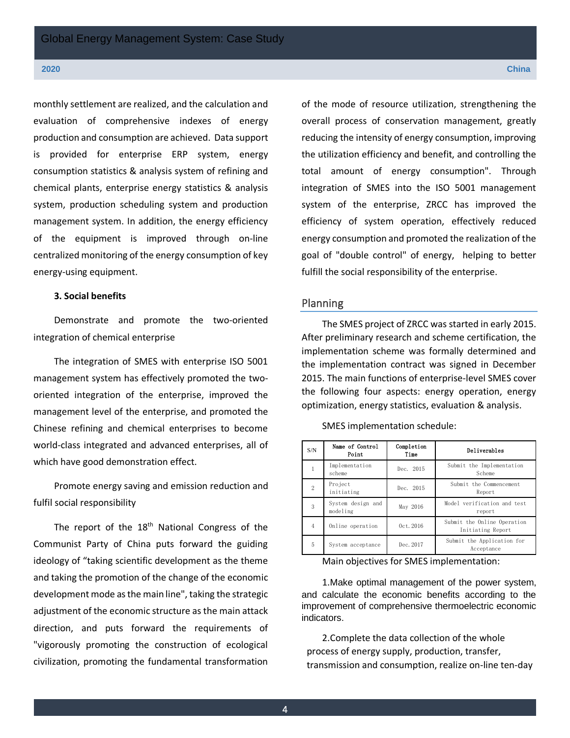monthly settlement are realized, and the calculation and evaluation of comprehensive indexes of energy production and consumption are achieved. Data support is provided for enterprise ERP system, energy consumption statistics & analysis system of refining and chemical plants, enterprise energy statistics & analysis system, production scheduling system and production management system. In addition, the energy efficiency of the equipment is improved through on-line centralized monitoring of the energy consumption of key energy-using equipment.

**3. Social benefits**

Demonstrate and promote the two-oriented integration of chemical enterprise

The integration of SMES with enterprise ISO 5001 management system has effectively promoted the two-oriented integration of the enterprise, improved the management level of the enterprise, and promoted the Chinese refining and chemical enterprises to become world-class integrated and advanced enterprises, all of which have good demonstration effect.

Promote energy saving and emission reduction and fulfil social responsibility

The report of the 18th National Congress of the Communist Party of China puts forward the guiding ideology of "taking scientific development as the theme and taking the promotion of the change of the economic development mode as the main line", taking the strategic adjustment of the economic structure as the main attack direction, and puts forward the requirements of "vigorously promoting the construction of ecological civilization, promoting the fundamental transformation of the mode of resource utilization, strengthening the overall process of conservation management, greatly reducing the intensity of energy consumption, improving the utilization efficiency and benefit, and controlling the total amount of energy consumption". Through integration of SMES into the ISO 5001 management system of the enterprise, ZRCC has improved the efficiency of system operation, effectively reduced energy consumption and promoted the realization of the goal of "double control" of energy, helping to better fulfill the social responsibility of the enterprise.

## Planning

The SMES project of ZRCC was started in early 2015. After preliminary research and scheme certification, the implementation scheme was formally determined and the implementation contract was signed in December 2015. The main functions of enterprise-level SMES cover the following four aspects: energy operation, energy optimization, energy statistics, evaluation & analysis.

SMES implementation schedule:

| S/N | Name of Control Point | Completion Time | Deliverables |
|---|---|---|---|
| 1 | Implementation scheme | Dec. 2015 | Submit the Implementation Scheme |
| 2 | Project initiating | Dec. 2015 | Submit the Commencement Report |
| 3 | System design and modeling | May 2016 | Model verification and test report |
| 4 | Online operation | Oct.2016 | Submit the Online Operation Initiating Report |
| 5 | System acceptance | Dec.2017 | Submit the Application for Acceptance |

Main objectives for SMES implementation:

1.Make optimal management of the power system, and calculate the economic benefits according to the improvement of comprehensive thermoelectric economic indicators.

2.Complete the data collection of the whole process of energy supply, production, transfer, transmission and consumption, realize on-line ten-day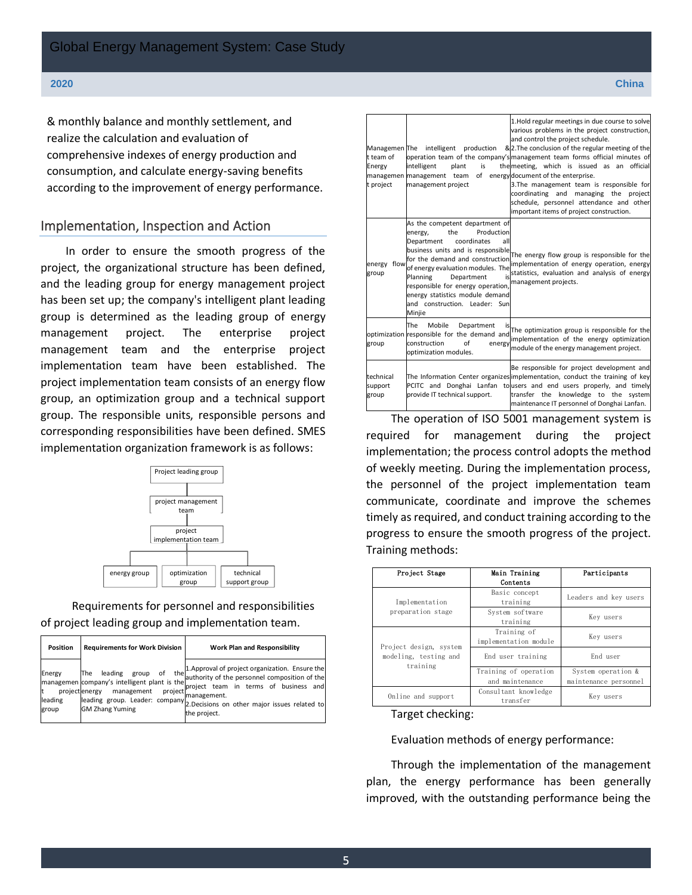& monthly balance and monthly settlement, and realize the calculation and evaluation of comprehensive indexes of energy production and consumption, and calculate energy-saving benefits according to the improvement of energy performance.

## Implementation, Inspection and Action

In order to ensure the smooth progress of the project, the organizational structure has been defined, and the leading group for energy management project has been set up; the company's intelligent plant leading group is determined as the leading group of energy management project. The enterprise project management team and the enterprise project implementation team have been established. The project implementation team consists of an energy flow group, an optimization group and a technical support group. The responsible units, responsible persons and corresponding responsibilities have been defined. SMES implementation organization framework is as follows:

Project leading group → project management team → project implementation team → energy group / optimization group / technical support group

Requirements for personnel and responsibilities of project leading group and implementation team.

| Position | Requirements for Work Division | Work Plan and Responsibility |
|---|---|---|
| Energy management project leading group | The leading group of the company's intelligent plant is the energy management project leading group. Leader: company GM Zhang Yuming | 1.Approval of project organization. Ensure the authority of the personnel composition of the project team in terms of business and management. 2.Decisions on other major issues related to the project. |
| Management team of Energy management project | The intelligent production & operation team of the company's intelligent plant is the management team of energy management project | 1.Hold regular meetings in due course to solve various problems in the project construction, and control the project schedule. 2.The conclusion of the regular meeting of the management team forms official minutes of the meeting, which is issued as an official document of the enterprise. 3.The management team is responsible for coordinating and managing the project schedule, personnel attendance and other important items of project construction. |
| energy flow group | As the competent department of energy, the Production Department coordinates all business units and is responsible for the demand and construction of energy evaluation modules. The Planning Department is responsible for energy operation, energy statistics module demand and construction. Leader: Sun Minjie | The energy flow group is responsible for the implementation of energy operation, energy statistics, evaluation and analysis of energy management projects. |
| optimization group | The Mobile Department is responsible for the demand and construction of energy optimization modules. | The optimization group is responsible for the implementation of the energy optimization module of the energy management project. |
| technical support group | The Information Center organizes PCITC and Donghai Lanfan to provide IT technical support. | Be responsible for project development and implementation, conduct the training of key users and end users properly, and timely transfer the knowledge to the system maintenance IT personnel of Donghai Lanfan. |

The operation of ISO 5001 management system is required for management during the project implementation; the process control adopts the method of weekly meeting. During the implementation process, the personnel of the project implementation team communicate, coordinate and improve the schemes timely as required, and conduct training according to the progress to ensure the smooth progress of the project. Training methods:

| Project Stage | Main Training Contents | Participants |
|---|---|---|
| Implementation preparation stage | Basic concept training | Leaders and key users |
| | System software training | Key users |
| Project design, system modeling, testing and training | Training of implementation module | Key users |
| | End user training | End user |
| | Training of operation and maintenance | System operation & maintenance personnel |
| Online and support | Consultant knowledge transfer | Key users |

Target checking:

Evaluation methods of energy performance:

Through the implementation of the management plan, the energy performance has been generally improved, with the outstanding performance being the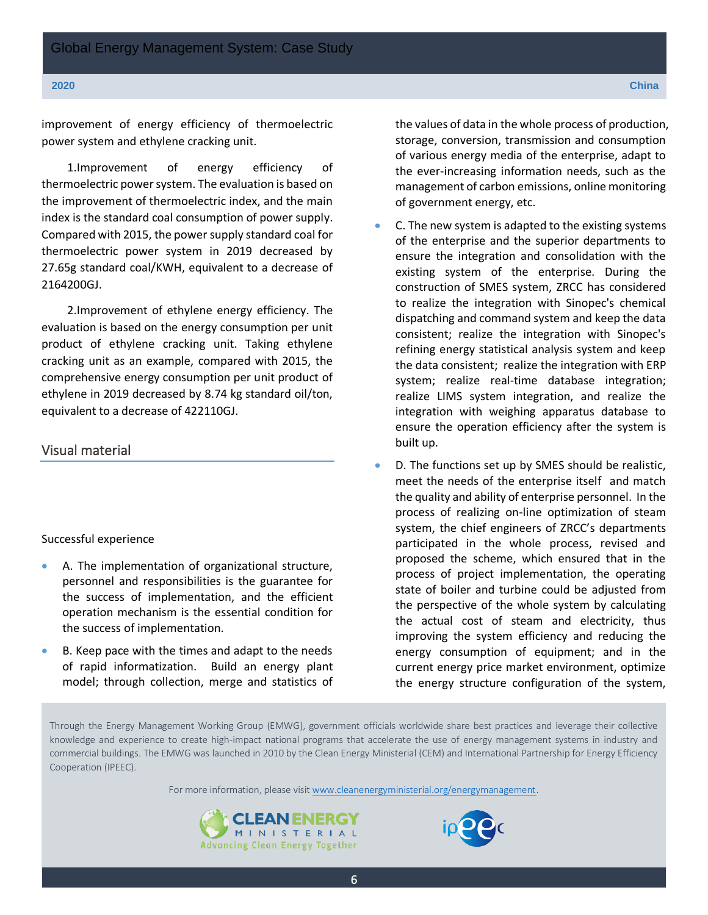improvement of energy efficiency of thermoelectric power system and ethylene cracking unit.

1.Improvement of energy efficiency of thermoelectric power system. The evaluation is based on the improvement of thermoelectric index, and the main index is the standard coal consumption of power supply. Compared with 2015, the power supply standard coal for thermoelectric power system in 2019 decreased by 27.65g standard coal/KWH, equivalent to a decrease of 2164200GJ.

2.Improvement of ethylene energy efficiency. The evaluation is based on the energy consumption per unit product of ethylene cracking unit. Taking ethylene cracking unit as an example, compared with 2015, the comprehensive energy consumption per unit product of ethylene in 2019 decreased by 8.74 kg standard oil/ton, equivalent to a decrease of 422110GJ.

## Visual material

Successful experience

- A. The implementation of organizational structure, personnel and responsibilities is the guarantee for the success of implementation, and the efficient operation mechanism is the essential condition for the success of implementation.
- B. Keep pace with the times and adapt to the needs of rapid informatization. Build an energy plant model; through collection, merge and statistics of the values of data in the whole process of production, storage, conversion, transmission and consumption of various energy media of the enterprise, adapt to the ever-increasing information needs, such as the management of carbon emissions, online monitoring of government energy, etc.
- C. The new system is adapted to the existing systems of the enterprise and the superior departments to ensure the integration and consolidation with the existing system of the enterprise. During the construction of SMES system, ZRCC has considered to realize the integration with Sinopec's chemical dispatching and command system and keep the data consistent; realize the integration with Sinopec's refining energy statistical analysis system and keep the data consistent; realize the integration with ERP system; realize real-time database integration; realize LIMS system integration, and realize the integration with weighing apparatus database to ensure the operation efficiency after the system is built up.
- D. The functions set up by SMES should be realistic, meet the needs of the enterprise itself and match the quality and ability of enterprise personnel. In the process of realizing on-line optimization of steam system, the chief engineers of ZRCC's departments participated in the whole process, revised and proposed the scheme, which ensured that in the process of project implementation, the operating state of boiler and turbine could be adjusted from the perspective of the whole system by calculating the actual cost of steam and electricity, thus improving the system efficiency and reducing the energy consumption of equipment; and in the current energy price market environment, optimize the energy structure configuration of the system,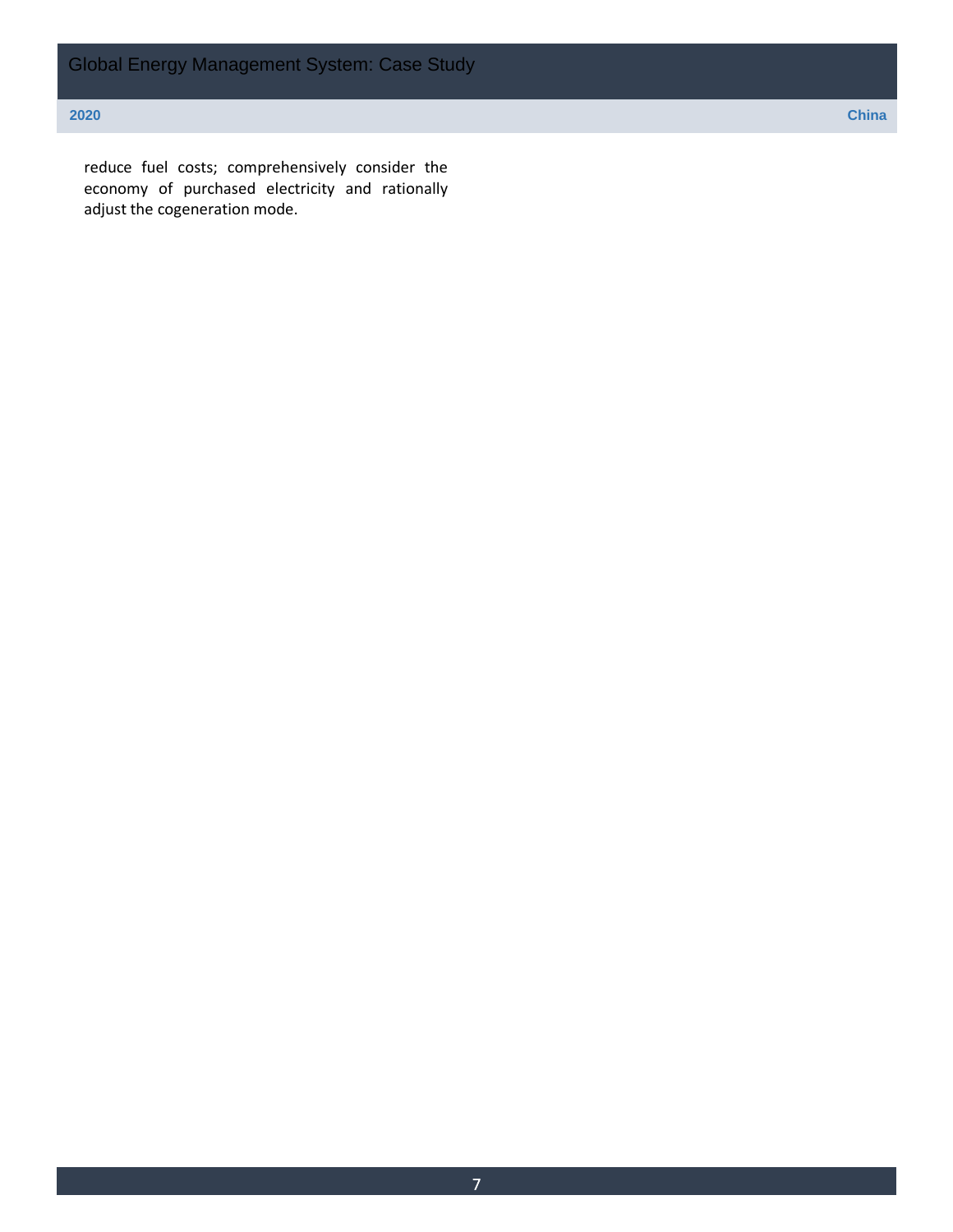reduce fuel costs; comprehensively consider the economy of purchased electricity and rationally adjust the cogeneration mode.